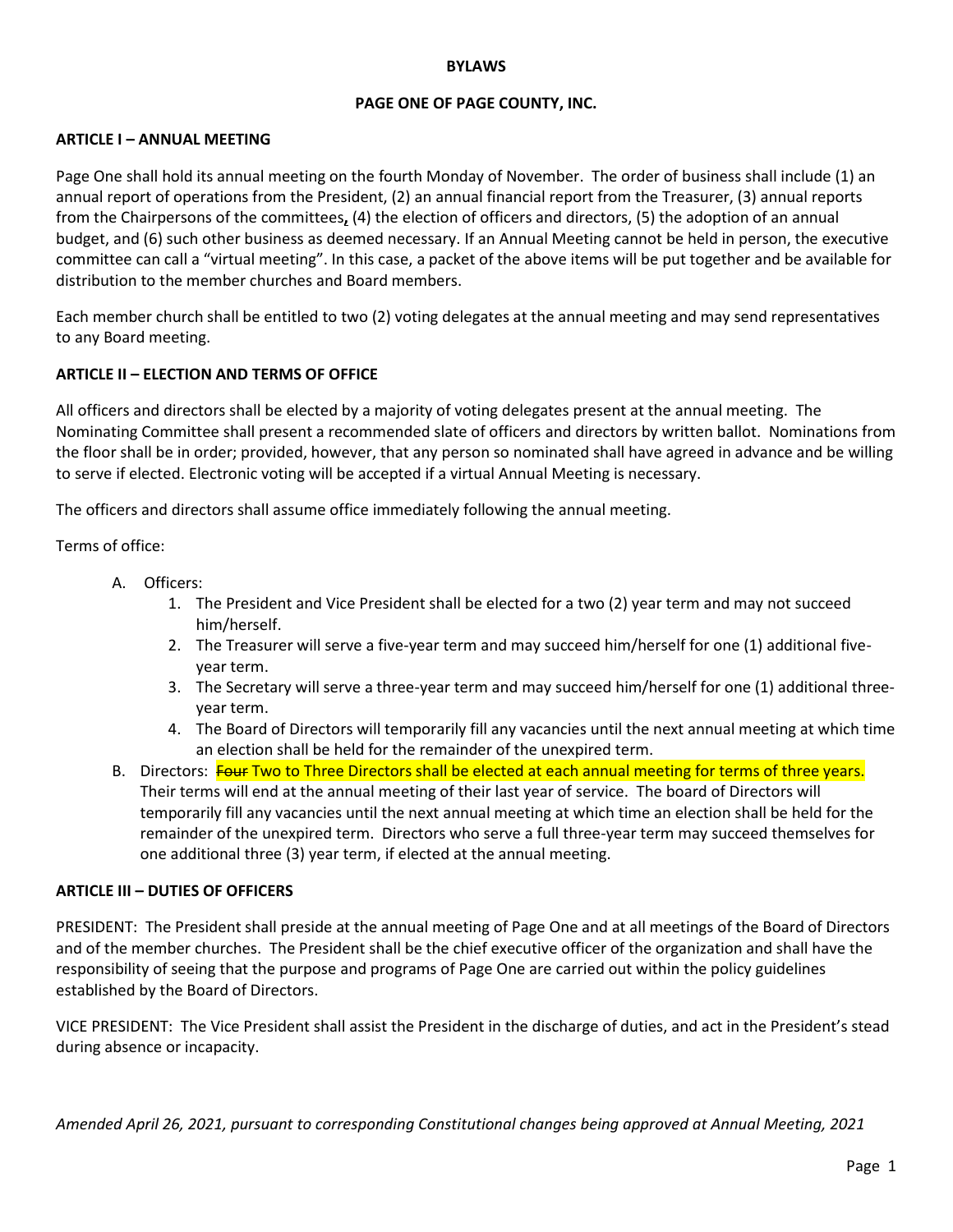**BYLAWS**

**PAGE ONE OF PAGE COUNTY, INC.**

**ARTICLE I – ANNUAL MEETING**

Page One shall hold its annual meeting on the fourth Monday of November. The order of business shall include (1) an annual report of operations from the President, (2) an annual financial report from the Treasurer, (3) annual reports from the Chairpersons of the committees, (4) the election of officers and directors, (5) the adoption of an annual budget, and (6) such other business as deemed necessary. If an Annual Meeting cannot be held in person, the executive committee can call a "virtual meeting". In this case, a packet of the above items will be put together and be available for distribution to the member churches and Board members.

Each member church shall be entitled to two (2) voting delegates at the annual meeting and may send representatives to any Board meeting.

**ARTICLE II – ELECTION AND TERMS OF OFFICE**

All officers and directors shall be elected by a majority of voting delegates present at the annual meeting. The Nominating Committee shall present a recommended slate of officers and directors by written ballot. Nominations from the floor shall be in order; provided, however, that any person so nominated shall have agreed in advance and be willing to serve if elected. Electronic voting will be accepted if a virtual Annual Meeting is necessary.

The officers and directors shall assume office immediately following the annual meeting.

Terms of office:

A. Officers:
   1. The President and Vice President shall be elected for a two (2) year term and may not succeed him/herself.
   2. The Treasurer will serve a five-year term and may succeed him/herself for one (1) additional five-year term.
   3. The Secretary will serve a three-year term and may succeed him/herself for one (1) additional three-year term.
   4. The Board of Directors will temporarily fill any vacancies until the next annual meeting at which time an election shall be held for the remainder of the unexpired term.

B. Directors: ~~Four~~ Two to Three Directors shall be elected at each annual meeting for terms of three years. Their terms will end at the annual meeting of their last year of service. The board of Directors will temporarily fill any vacancies until the next annual meeting at which time an election shall be held for the remainder of the unexpired term. Directors who serve a full three-year term may succeed themselves for one additional three (3) year term, if elected at the annual meeting.

**ARTICLE III – DUTIES OF OFFICERS**

PRESIDENT: The President shall preside at the annual meeting of Page One and at all meetings of the Board of Directors and of the member churches. The President shall be the chief executive officer of the organization and shall have the responsibility of seeing that the purpose and programs of Page One are carried out within the policy guidelines established by the Board of Directors.

VICE PRESIDENT: The Vice President shall assist the President in the discharge of duties, and act in the President's stead during absence or incapacity.

*Amended April 26, 2021, pursuant to corresponding Constitutional changes being approved at Annual Meeting, 2021*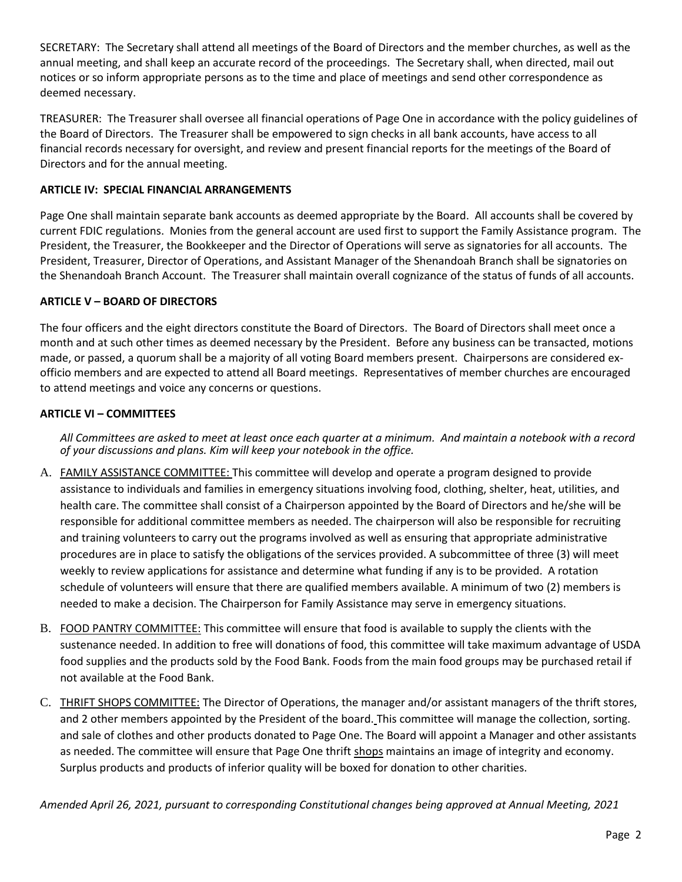SECRETARY: The Secretary shall attend all meetings of the Board of Directors and the member churches, as well as the annual meeting, and shall keep an accurate record of the proceedings. The Secretary shall, when directed, mail out notices or so inform appropriate persons as to the time and place of meetings and send other correspondence as deemed necessary.

TREASURER: The Treasurer shall oversee all financial operations of Page One in accordance with the policy guidelines of the Board of Directors. The Treasurer shall be empowered to sign checks in all bank accounts, have access to all financial records necessary for oversight, and review and present financial reports for the meetings of the Board of Directors and for the annual meeting.

**ARTICLE IV: SPECIAL FINANCIAL ARRANGEMENTS**

Page One shall maintain separate bank accounts as deemed appropriate by the Board. All accounts shall be covered by current FDIC regulations. Monies from the general account are used first to support the Family Assistance program. The President, the Treasurer, the Bookkeeper and the Director of Operations will serve as signatories for all accounts. The President, Treasurer, Director of Operations, and Assistant Manager of the Shenandoah Branch shall be signatories on the Shenandoah Branch Account. The Treasurer shall maintain overall cognizance of the status of funds of all accounts.

**ARTICLE V – BOARD OF DIRECTORS**

The four officers and the eight directors constitute the Board of Directors. The Board of Directors shall meet once a month and at such other times as deemed necessary by the President. Before any business can be transacted, motions made, or passed, a quorum shall be a majority of all voting Board members present. Chairpersons are considered ex-officio members and are expected to attend all Board meetings. Representatives of member churches are encouraged to attend meetings and voice any concerns or questions.

**ARTICLE VI – COMMITTEES**

*All Committees are asked to meet at least once each quarter at a minimum. And maintain a notebook with a record of your discussions and plans. Kim will keep your notebook in the office.*

A. FAMILY ASSISTANCE COMMITTEE: This committee will develop and operate a program designed to provide assistance to individuals and families in emergency situations involving food, clothing, shelter, heat, utilities, and health care. The committee shall consist of a Chairperson appointed by the Board of Directors and he/she will be responsible for additional committee members as needed. The chairperson will also be responsible for recruiting and training volunteers to carry out the programs involved as well as ensuring that appropriate administrative procedures are in place to satisfy the obligations of the services provided. A subcommittee of three (3) will meet weekly to review applications for assistance and determine what funding if any is to be provided. A rotation schedule of volunteers will ensure that there are qualified members available. A minimum of two (2) members is needed to make a decision. The Chairperson for Family Assistance may serve in emergency situations.

B. FOOD PANTRY COMMITTEE: This committee will ensure that food is available to supply the clients with the sustenance needed. In addition to free will donations of food, this committee will take maximum advantage of USDA food supplies and the products sold by the Food Bank. Foods from the main food groups may be purchased retail if not available at the Food Bank.

C. THRIFT SHOPS COMMITTEE: The Director of Operations, the manager and/or assistant managers of the thrift stores, and 2 other members appointed by the President of the board. This committee will manage the collection, sorting. and sale of clothes and other products donated to Page One. The Board will appoint a Manager and other assistants as needed. The committee will ensure that Page One thrift shops maintains an image of integrity and economy. Surplus products and products of inferior quality will be boxed for donation to other charities.

*Amended April 26, 2021, pursuant to corresponding Constitutional changes being approved at Annual Meeting, 2021*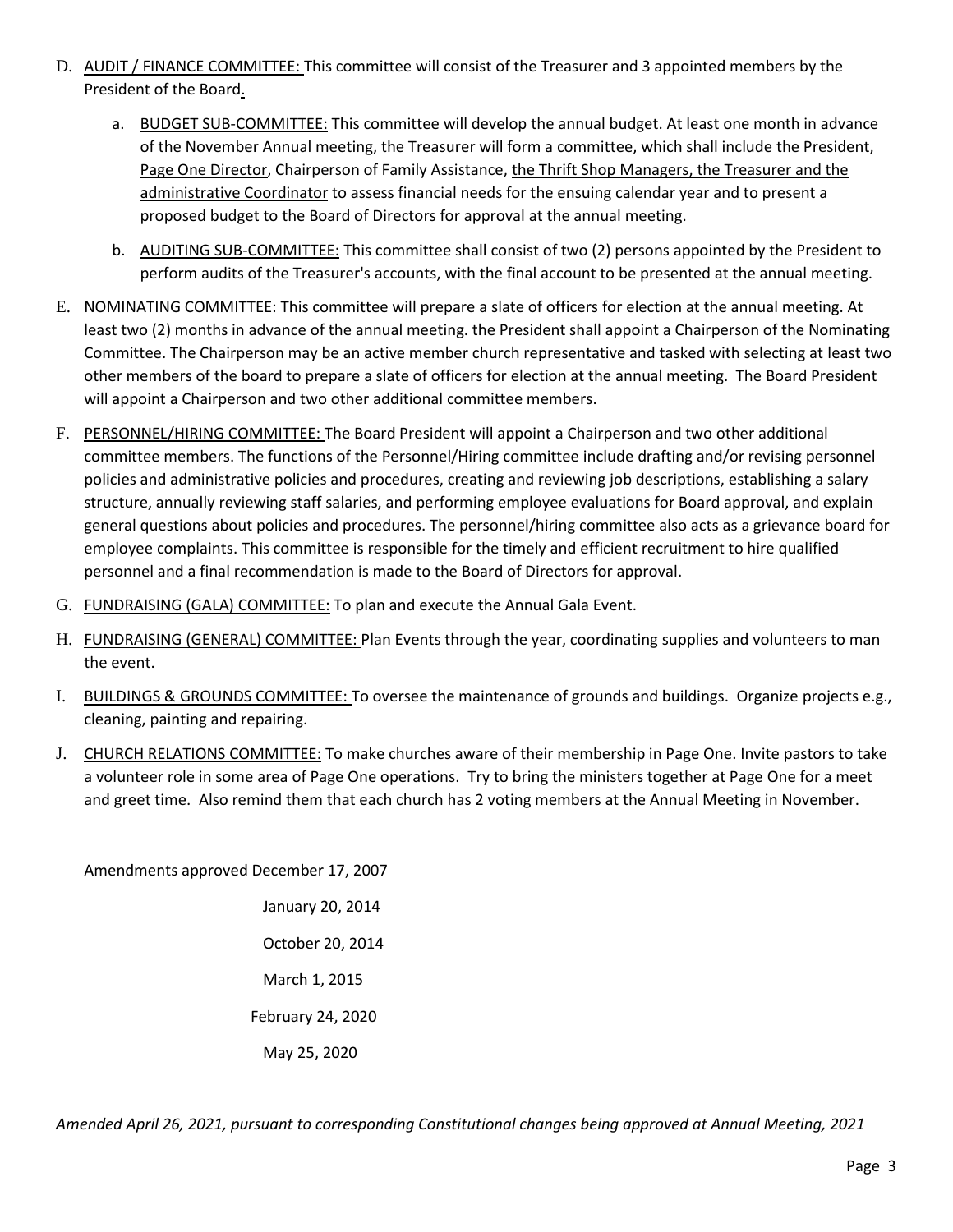D. <u>AUDIT / FINANCE COMMITTEE:</u> This committee will consist of the Treasurer and 3 appointed members by the President of the Board.

   a. <u>BUDGET SUB-COMMITTEE:</u> This committee will develop the annual budget. At least one month in advance of the November Annual meeting, the Treasurer will form a committee, which shall include the President, <u>Page One Director</u>, Chairperson of Family Assistance, <u>the Thrift Shop Managers, the Treasurer and the administrative Coordinator</u> to assess financial needs for the ensuing calendar year and to present a proposed budget to the Board of Directors for approval at the annual meeting.

   b. <u>AUDITING SUB-COMMITTEE:</u> This committee shall consist of two (2) persons appointed by the President to perform audits of the Treasurer's accounts, with the final account to be presented at the annual meeting.

E. <u>NOMINATING COMMITTEE:</u> This committee will prepare a slate of officers for election at the annual meeting. At least two (2) months in advance of the annual meeting. the President shall appoint a Chairperson of the Nominating Committee. The Chairperson may be an active member church representative and tasked with selecting at least two other members of the board to prepare a slate of officers for election at the annual meeting. The Board President will appoint a Chairperson and two other additional committee members.

F. <u>PERSONNEL/HIRING COMMITTEE:</u> The Board President will appoint a Chairperson and two other additional committee members. The functions of the Personnel/Hiring committee include drafting and/or revising personnel policies and administrative policies and procedures, creating and reviewing job descriptions, establishing a salary structure, annually reviewing staff salaries, and performing employee evaluations for Board approval, and explain general questions about policies and procedures. The personnel/hiring committee also acts as a grievance board for employee complaints. This committee is responsible for the timely and efficient recruitment to hire qualified personnel and a final recommendation is made to the Board of Directors for approval.

G. <u>FUNDRAISING (GALA) COMMITTEE:</u> To plan and execute the Annual Gala Event.

H. <u>FUNDRAISING (GENERAL) COMMITTEE:</u> Plan Events through the year, coordinating supplies and volunteers to man the event.

I. <u>BUILDINGS & GROUNDS COMMITTEE:</u> To oversee the maintenance of grounds and buildings. Organize projects e.g., cleaning, painting and repairing.

J. <u>CHURCH RELATIONS COMMITTEE:</u> To make churches aware of their membership in Page One. Invite pastors to take a volunteer role in some area of Page One operations. Try to bring the ministers together at Page One for a meet and greet time. Also remind them that each church has 2 voting members at the Annual Meeting in November.

Amendments approved December 17, 2007

January 20, 2014

October 20, 2014

March 1, 2015

February 24, 2020

May 25, 2020

*Amended April 26, 2021, pursuant to corresponding Constitutional changes being approved at Annual Meeting, 2021*